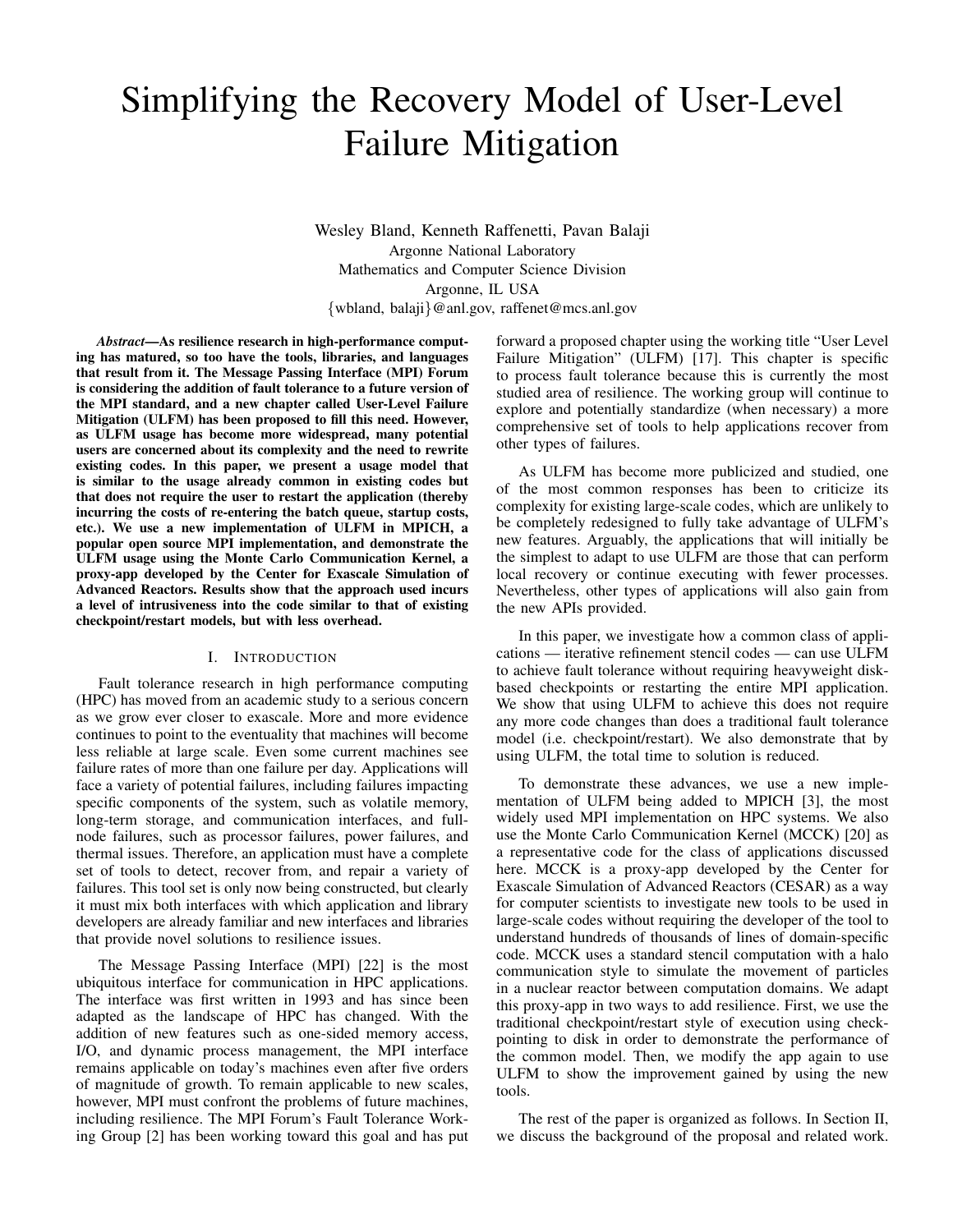# Simplifying the Recovery Model of User-Level Failure Mitigation

Wesley Bland, Kenneth Raffenetti, Pavan Balaji
Argonne National Laboratory
Mathematics and Computer Science Division
Argonne, IL USA
{wbland, balaji}@anl.gov, raffenet@mcs.anl.gov

***Abstract*—As resilience research in high-performance computing has matured, so too have the tools, libraries, and languages that result from it. The Message Passing Interface (MPI) Forum is considering the addition of fault tolerance to a future version of the MPI standard, and a new chapter called User-Level Failure Mitigation (ULFM) has been proposed to fill this need. However, as ULFM usage has become more widespread, many potential users are concerned about its complexity and the need to rewrite existing codes. In this paper, we present a usage model that is similar to the usage already common in existing codes but that does not require the user to restart the application (thereby incurring the costs of re-entering the batch queue, startup costs, etc.). We use a new implementation of ULFM in MPICH, a popular open source MPI implementation, and demonstrate the ULFM usage using the Monte Carlo Communication Kernel, a proxy-app developed by the Center for Exascale Simulation of Advanced Reactors. Results show that the approach used incurs a level of intrusiveness into the code similar to that of existing checkpoint/restart models, but with less overhead.**

## I. Introduction

Fault tolerance research in high performance computing (HPC) has moved from an academic study to a serious concern as we grow ever closer to exascale. More and more evidence continues to point to the eventuality that machines will become less reliable at large scale. Even some current machines see failure rates of more than one failure per day. Applications will face a variety of potential failures, including failures impacting specific components of the system, such as volatile memory, long-term storage, and communication interfaces, and full-node failures, such as processor failures, power failures, and thermal issues. Therefore, an application must have a complete set of tools to detect, recover from, and repair a variety of failures. This tool set is only now being constructed, but clearly it must mix both interfaces with which application and library developers are already familiar and new interfaces and libraries that provide novel solutions to resilience issues.

The Message Passing Interface (MPI) [22] is the most ubiquitous interface for communication in HPC applications. The interface was first written in 1993 and has since been adapted as the landscape of HPC has changed. With the addition of new features such as one-sided memory access, I/O, and dynamic process management, the MPI interface remains applicable on today's machines even after five orders of magnitude of growth. To remain applicable to new scales, however, MPI must confront the problems of future machines, including resilience. The MPI Forum's Fault Tolerance Working Group [2] has been working toward this goal and has put forward a proposed chapter using the working title "User Level Failure Mitigation" (ULFM) [17]. This chapter is specific to process fault tolerance because this is currently the most studied area of resilience. The working group will continue to explore and potentially standardize (when necessary) a more comprehensive set of tools to help applications recover from other types of failures.

As ULFM has become more publicized and studied, one of the most common responses has been to criticize its complexity for existing large-scale codes, which are unlikely to be completely redesigned to fully take advantage of ULFM's new features. Arguably, the applications that will initially be the simplest to adapt to use ULFM are those that can perform local recovery or continue executing with fewer processes. Nevertheless, other types of applications will also gain from the new APIs provided.

In this paper, we investigate how a common class of applications — iterative refinement stencil codes — can use ULFM to achieve fault tolerance without requiring heavyweight disk-based checkpoints or restarting the entire MPI application. We show that using ULFM to achieve this does not require any more code changes than does a traditional fault tolerance model (i.e. checkpoint/restart). We also demonstrate that by using ULFM, the total time to solution is reduced.

To demonstrate these advances, we use a new implementation of ULFM being added to MPICH [3], the most widely used MPI implementation on HPC systems. We also use the Monte Carlo Communication Kernel (MCCK) [20] as a representative code for the class of applications discussed here. MCCK is a proxy-app developed by the Center for Exascale Simulation of Advanced Reactors (CESAR) as a way for computer scientists to investigate new tools to be used in large-scale codes without requiring the developer of the tool to understand hundreds of thousands of lines of domain-specific code. MCCK uses a standard stencil computation with a halo communication style to simulate the movement of particles in a nuclear reactor between computation domains. We adapt this proxy-app in two ways to add resilience. First, we use the traditional checkpoint/restart style of execution using checkpointing to disk in order to demonstrate the performance of the common model. Then, we modify the app again to use ULFM to show the improvement gained by using the new tools.

The rest of the paper is organized as follows. In Section II, we discuss the background of the proposal and related work.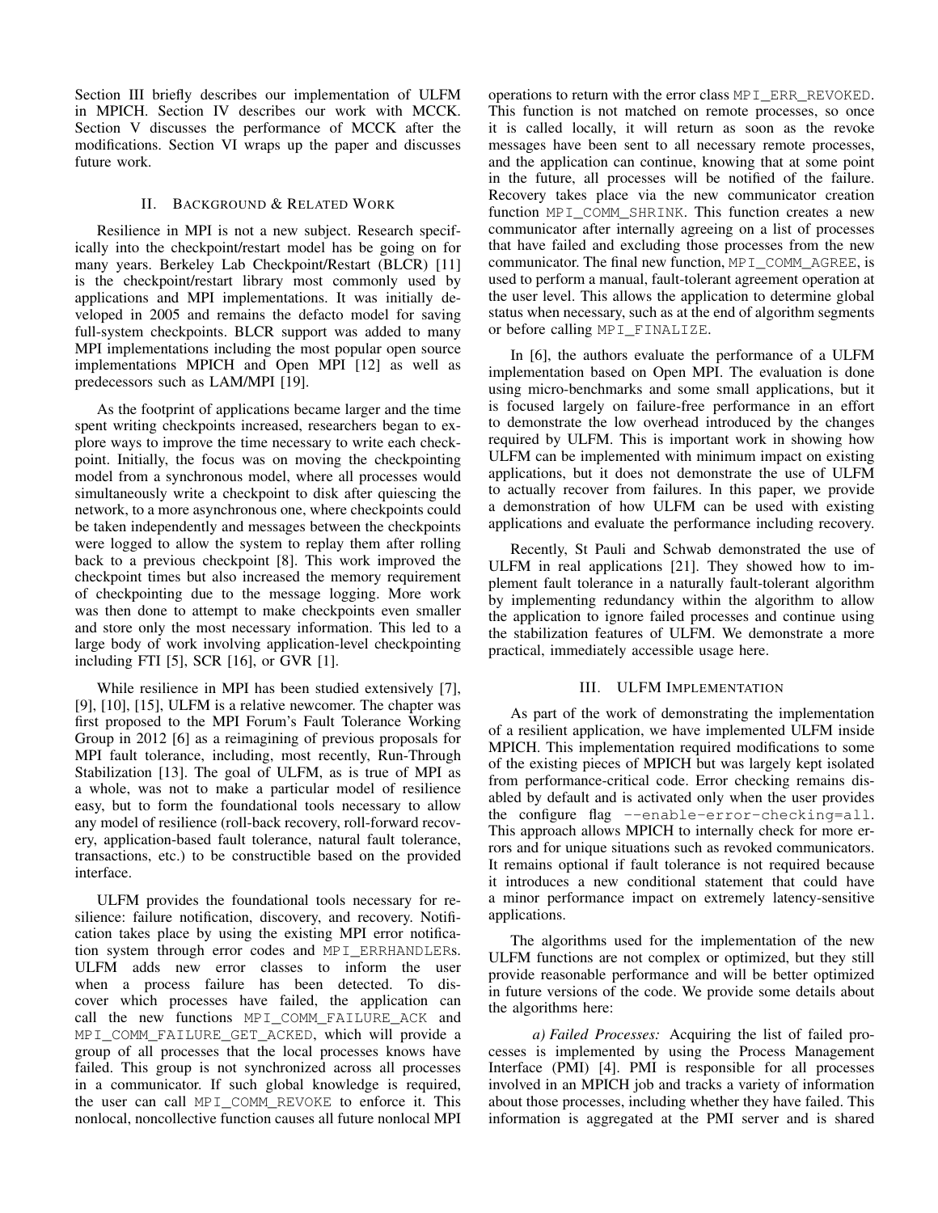Section III briefly describes our implementation of ULFM in MPICH. Section IV describes our work with MCCK. Section V discusses the performance of MCCK after the modifications. Section VI wraps up the paper and discusses future work.

## II. Background & Related Work

Resilience in MPI is not a new subject. Research specifically into the checkpoint/restart model has be going on for many years. Berkeley Lab Checkpoint/Restart (BLCR) [11] is the checkpoint/restart library most commonly used by applications and MPI implementations. It was initially developed in 2005 and remains the defacto model for saving full-system checkpoints. BLCR support was added to many MPI implementations including the most popular open source implementations MPICH and Open MPI [12] as well as predecessors such as LAM/MPI [19].

As the footprint of applications became larger and the time spent writing checkpoints increased, researchers began to explore ways to improve the time necessary to write each checkpoint. Initially, the focus was on moving the checkpointing model from a synchronous model, where all processes would simultaneously write a checkpoint to disk after quiescing the network, to a more asynchronous one, where checkpoints could be taken independently and messages between the checkpoints were logged to allow the system to replay them after rolling back to a previous checkpoint [8]. This work improved the checkpoint times but also increased the memory requirement of checkpointing due to the message logging. More work was then done to attempt to make checkpoints even smaller and store only the most necessary information. This led to a large body of work involving application-level checkpointing including FTI [5], SCR [16], or GVR [1].

While resilience in MPI has been studied extensively [7], [9], [10], [15], ULFM is a relative newcomer. The chapter was first proposed to the MPI Forum's Fault Tolerance Working Group in 2012 [6] as a reimagining of previous proposals for MPI fault tolerance, including, most recently, Run-Through Stabilization [13]. The goal of ULFM, as is true of MPI as a whole, was not to make a particular model of resilience easy, but to form the foundational tools necessary to allow any model of resilience (roll-back recovery, roll-forward recovery, application-based fault tolerance, natural fault tolerance, transactions, etc.) to be constructible based on the provided interface.

ULFM provides the foundational tools necessary for resilience: failure notification, discovery, and recovery. Notification takes place by using the existing MPI error notification system through error codes and `MPI_ERRHANDLER`s. ULFM adds new error classes to inform the user when a process failure has been detected. To discover which processes have failed, the application can call the new functions `MPI_COMM_FAILURE_ACK` and `MPI_COMM_FAILURE_GET_ACKED`, which will provide a group of all processes that the local processes knows have failed. This group is not synchronized across all processes in a communicator. If such global knowledge is required, the user can call `MPI_COMM_REVOKE` to enforce it. This nonlocal, noncollective function causes all future nonlocal MPI operations to return with the error class `MPI_ERR_REVOKED`. This function is not matched on remote processes, so once it is called locally, it will return as soon as the revoke messages have been sent to all necessary remote processes, and the application can continue, knowing that at some point in the future, all processes will be notified of the failure. Recovery takes place via the new communicator creation function `MPI_COMM_SHRINK`. This function creates a new communicator after internally agreeing on a list of processes that have failed and excluding those processes from the new communicator. The final new function, `MPI_COMM_AGREE`, is used to perform a manual, fault-tolerant agreement operation at the user level. This allows the application to determine global status when necessary, such as at the end of algorithm segments or before calling `MPI_FINALIZE`.

In [6], the authors evaluate the performance of a ULFM implementation based on Open MPI. The evaluation is done using micro-benchmarks and some small applications, but it is focused largely on failure-free performance in an effort to demonstrate the low overhead introduced by the changes required by ULFM. This is important work in showing how ULFM can be implemented with minimum impact on existing applications, but it does not demonstrate the use of ULFM to actually recover from failures. In this paper, we provide a demonstration of how ULFM can be used with existing applications and evaluate the performance including recovery.

Recently, St Pauli and Schwab demonstrated the use of ULFM in real applications [21]. They showed how to implement fault tolerance in a naturally fault-tolerant algorithm by implementing redundancy within the algorithm to allow the application to ignore failed processes and continue using the stabilization features of ULFM. We demonstrate a more practical, immediately accessible usage here.

## III. ULFM Implementation

As part of the work of demonstrating the implementation of a resilient application, we have implemented ULFM inside MPICH. This implementation required modifications to some of the existing pieces of MPICH but was largely kept isolated from performance-critical code. Error checking remains disabled by default and is activated only when the user provides the configure flag `--enable-error-checking=all`. This approach allows MPICH to internally check for more errors and for unique situations such as revoked communicators. It remains optional if fault tolerance is not required because it introduces a new conditional statement that could have a minor performance impact on extremely latency-sensitive applications.

The algorithms used for the implementation of the new ULFM functions are not complex or optimized, but they still provide reasonable performance and will be better optimized in future versions of the code. We provide some details about the algorithms here:

*a) Failed Processes:* Acquiring the list of failed processes is implemented by using the Process Management Interface (PMI) [4]. PMI is responsible for all processes involved in an MPICH job and tracks a variety of information about those processes, including whether they have failed. This information is aggregated at the PMI server and is shared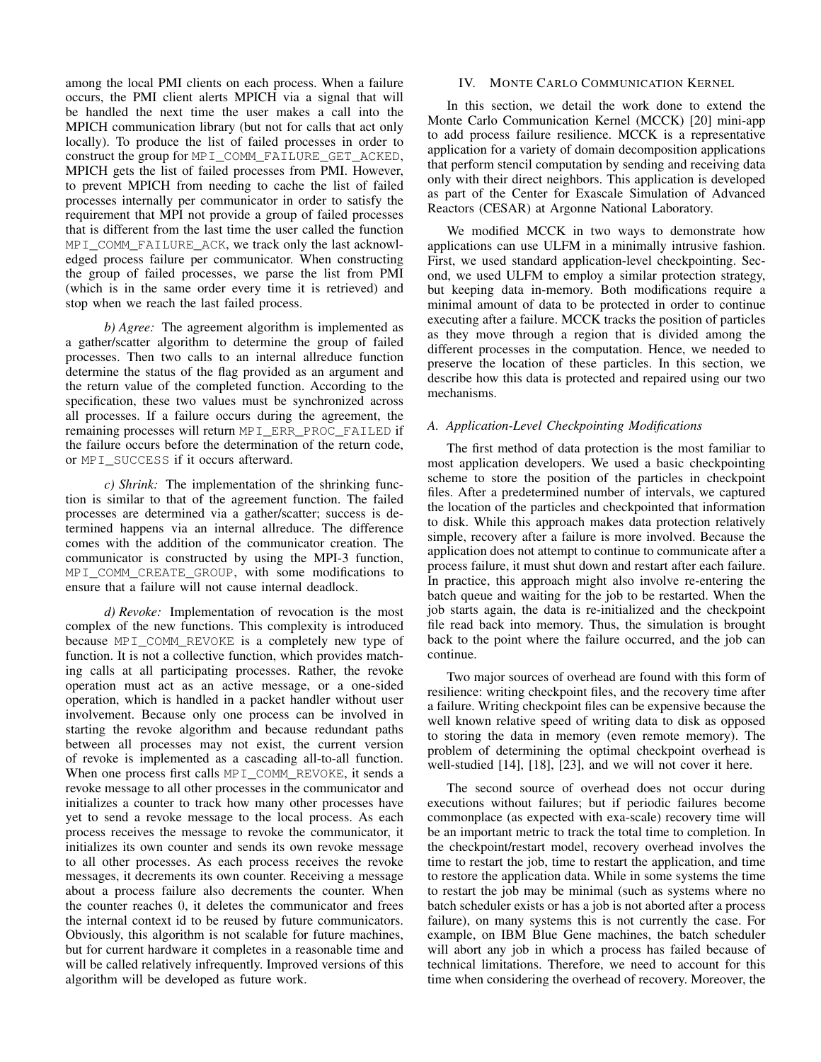among the local PMI clients on each process. When a failure occurs, the PMI client alerts MPICH via a signal that will be handled the next time the user makes a call into the MPICH communication library (but not for calls that act only locally). To produce the list of failed processes in order to construct the group for `MPI_COMM_FAILURE_GET_ACKED`, MPICH gets the list of failed processes from PMI. However, to prevent MPICH from needing to cache the list of failed processes internally per communicator in order to satisfy the requirement that MPI not provide a group of failed processes that is different from the last time the user called the function `MPI_COMM_FAILURE_ACK`, we track only the last acknowledged process failure per communicator. When constructing the group of failed processes, we parse the list from PMI (which is in the same order every time it is retrieved) and stop when we reach the last failed process.

*b) Agree:* The agreement algorithm is implemented as a gather/scatter algorithm to determine the group of failed processes. Then two calls to an internal allreduce function determine the status of the flag provided as an argument and the return value of the completed function. According to the specification, these two values must be synchronized across all processes. If a failure occurs during the agreement, the remaining processes will return `MPI_ERR_PROC_FAILED` if the failure occurs before the determination of the return code, or `MPI_SUCCESS` if it occurs afterward.

*c) Shrink:* The implementation of the shrinking function is similar to that of the agreement function. The failed processes are determined via a gather/scatter; success is determined happens via an internal allreduce. The difference comes with the addition of the communicator creation. The communicator is constructed by using the MPI-3 function, `MPI_COMM_CREATE_GROUP`, with some modifications to ensure that a failure will not cause internal deadlock.

*d) Revoke:* Implementation of revocation is the most complex of the new functions. This complexity is introduced because `MPI_COMM_REVOKE` is a completely new type of function. It is not a collective function, which provides matching calls at all participating processes. Rather, the revoke operation must act as an active message, or a one-sided operation, which is handled in a packet handler without user involvement. Because only one process can be involved in starting the revoke algorithm and because redundant paths between all processes may not exist, the current version of revoke is implemented as a cascading all-to-all function. When one process first calls `MPI_COMM_REVOKE`, it sends a revoke message to all other processes in the communicator and initializes a counter to track how many other processes have yet to send a revoke message to the local process. As each process receives the message to revoke the communicator, it initializes its own counter and sends its own revoke message to all other processes. As each process receives the revoke messages, it decrements its own counter. Receiving a message about a process failure also decrements the counter. When the counter reaches 0, it deletes the communicator and frees the internal context id to be reused by future communicators. Obviously, this algorithm is not scalable for future machines, but for current hardware it completes in a reasonable time and will be called relatively infrequently. Improved versions of this algorithm will be developed as future work.

## IV. Monte Carlo Communication Kernel

In this section, we detail the work done to extend the Monte Carlo Communication Kernel (MCCK) [20] mini-app to add process failure resilience. MCCK is a representative application for a variety of domain decomposition applications that perform stencil computation by sending and receiving data only with their direct neighbors. This application is developed as part of the Center for Exascale Simulation of Advanced Reactors (CESAR) at Argonne National Laboratory.

We modified MCCK in two ways to demonstrate how applications can use ULFM in a minimally intrusive fashion. First, we used standard application-level checkpointing. Second, we used ULFM to employ a similar protection strategy, but keeping data in-memory. Both modifications require a minimal amount of data to be protected in order to continue executing after a failure. MCCK tracks the position of particles as they move through a region that is divided among the different processes in the computation. Hence, we needed to preserve the location of these particles. In this section, we describe how this data is protected and repaired using our two mechanisms.

### A. Application-Level Checkpointing Modifications

The first method of data protection is the most familiar to most application developers. We used a basic checkpointing scheme to store the position of the particles in checkpoint files. After a predetermined number of intervals, we captured the location of the particles and checkpointed that information to disk. While this approach makes data protection relatively simple, recovery after a failure is more involved. Because the application does not attempt to continue to communicate after a process failure, it must shut down and restart after each failure. In practice, this approach might also involve re-entering the batch queue and waiting for the job to be restarted. When the job starts again, the data is re-initialized and the checkpoint file read back into memory. Thus, the simulation is brought back to the point where the failure occurred, and the job can continue.

Two major sources of overhead are found with this form of resilience: writing checkpoint files, and the recovery time after a failure. Writing checkpoint files can be expensive because the well known relative speed of writing data to disk as opposed to storing the data in memory (even remote memory). The problem of determining the optimal checkpoint overhead is well-studied [14], [18], [23], and we will not cover it here.

The second source of overhead does not occur during executions without failures; but if periodic failures become commonplace (as expected with exa-scale) recovery time will be an important metric to track the total time to completion. In the checkpoint/restart model, recovery overhead involves the time to restart the job, time to restart the application, and time to restore the application data. While in some systems the time to restart the job may be minimal (such as systems where no batch scheduler exists or has a job is not aborted after a process failure), on many systems this is not currently the case. For example, on IBM Blue Gene machines, the batch scheduler will abort any job in which a process has failed because of technical limitations. Therefore, we need to account for this time when considering the overhead of recovery. Moreover, the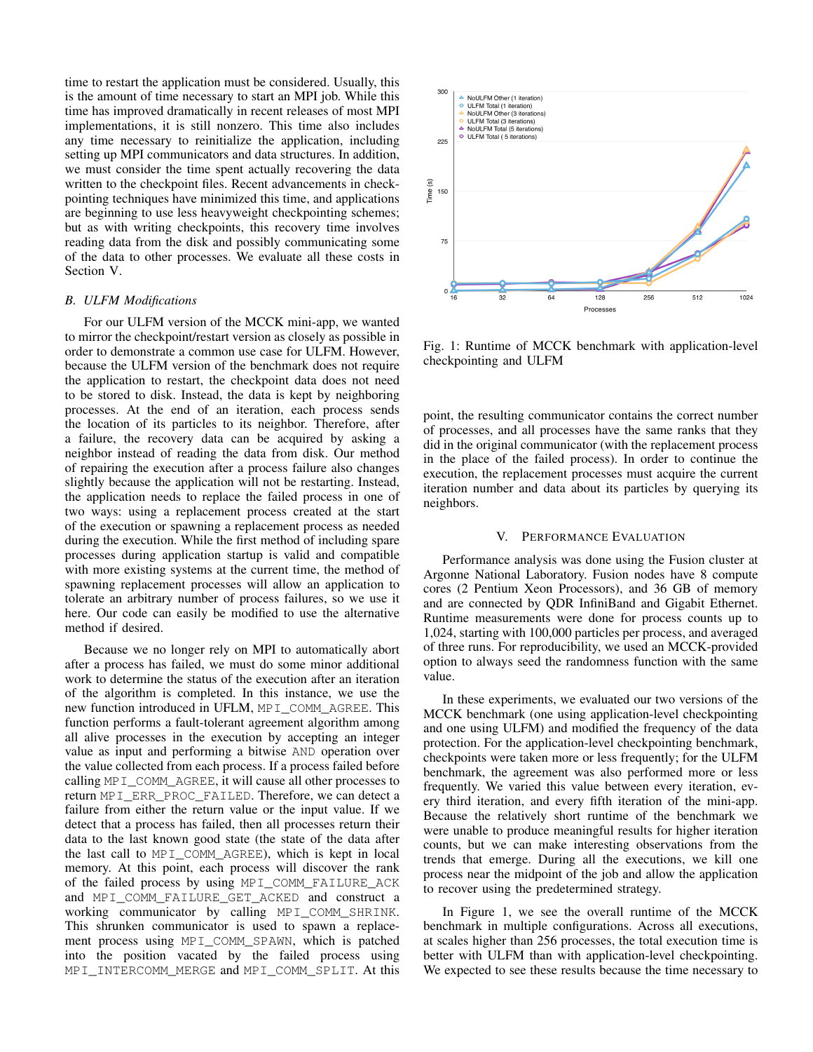time to restart the application must be considered. Usually, this is the amount of time necessary to start an MPI job. While this time has improved dramatically in recent releases of most MPI implementations, it is still nonzero. This time also includes any time necessary to reinitialize the application, including setting up MPI communicators and data structures. In addition, we must consider the time spent actually recovering the data written to the checkpoint files. Recent advancements in checkpointing techniques have minimized this time, and applications are beginning to use less heavyweight checkpointing schemes; but as with writing checkpoints, this recovery time involves reading data from the disk and possibly communicating some of the data to other processes. We evaluate all these costs in Section V.

### *B. ULFM Modifications*

For our ULFM version of the MCCK mini-app, we wanted to mirror the checkpoint/restart version as closely as possible in order to demonstrate a common use case for ULFM. However, because the ULFM version of the benchmark does not require the application to restart, the checkpoint data does not need to be stored to disk. Instead, the data is kept by neighboring processes. At the end of an iteration, each process sends the location of its particles to its neighbor. Therefore, after a failure, the recovery data can be acquired by asking a neighbor instead of reading the data from disk. Our method of repairing the execution after a process failure also changes slightly because the application will not be restarting. Instead, the application needs to replace the failed process in one of two ways: using a replacement process created at the start of the execution or spawning a replacement process as needed during the execution. While the first method of including spare processes during application startup is valid and compatible with more existing systems at the current time, the method of spawning replacement processes will allow an application to tolerate an arbitrary number of process failures, so we use it here. Our code can easily be modified to use the alternative method if desired.

Because we no longer rely on MPI to automatically abort after a process has failed, we must do some minor additional work to determine the status of the execution after an iteration of the algorithm is completed. In this instance, we use the new function introduced in UFLM, `MPI_COMM_AGREE`. This function performs a fault-tolerant agreement algorithm among all alive processes in the execution by accepting an integer value as input and performing a bitwise `AND` operation over the value collected from each process. If a process failed before calling `MPI_COMM_AGREE`, it will cause all other processes to return `MPI_ERR_PROC_FAILED`. Therefore, we can detect a failure from either the return value or the input value. If we detect that a process has failed, then all processes return their data to the last known good state (the state of the data after the last call to `MPI_COMM_AGREE`), which is kept in local memory. At this point, each process will discover the rank of the failed process by using `MPI_COMM_FAILURE_ACK` and `MPI_COMM_FAILURE_GET_ACKED` and construct a working communicator by calling `MPI_COMM_SHRINK`. This shrunken communicator is used to spawn a replacement process using `MPI_COMM_SPAWN`, which is patched into the position vacated by the failed process using `MPI_INTERCOMM_MERGE` and `MPI_COMM_SPLIT`. At this point, the resulting communicator contains the correct number of processes, and all processes have the same ranks that they did in the original communicator (with the replacement process in the place of the failed process). In order to continue the execution, the replacement processes must acquire the current iteration number and data about its particles by querying its neighbors.

Fig. 1: Runtime of MCCK benchmark with application-level checkpointing and ULFM

## V. Performance Evaluation

Performance analysis was done using the Fusion cluster at Argonne National Laboratory. Fusion nodes have 8 compute cores (2 Pentium Xeon Processors), and 36 GB of memory and are connected by QDR InfiniBand and Gigabit Ethernet. Runtime measurements were done for process counts up to 1,024, starting with 100,000 particles per process, and averaged of three runs. For reproducibility, we used an MCCK-provided option to always seed the randomness function with the same value.

In these experiments, we evaluated our two versions of the MCCK benchmark (one using application-level checkpointing and one using ULFM) and modified the frequency of the data protection. For the application-level checkpointing benchmark, checkpoints were taken more or less frequently; for the ULFM benchmark, the agreement was also performed more or less frequently. We varied this value between every iteration, every third iteration, and every fifth iteration of the mini-app. Because the relatively short runtime of the benchmark we were unable to produce meaningful results for higher iteration counts, but we can make interesting observations from the trends that emerge. During all the executions, we kill one process near the midpoint of the job and allow the application to recover using the predetermined strategy.

In Figure 1, we see the overall runtime of the MCCK benchmark in multiple configurations. Across all executions, at scales higher than 256 processes, the total execution time is better with ULFM than with application-level checkpointing. We expected to see these results because the time necessary to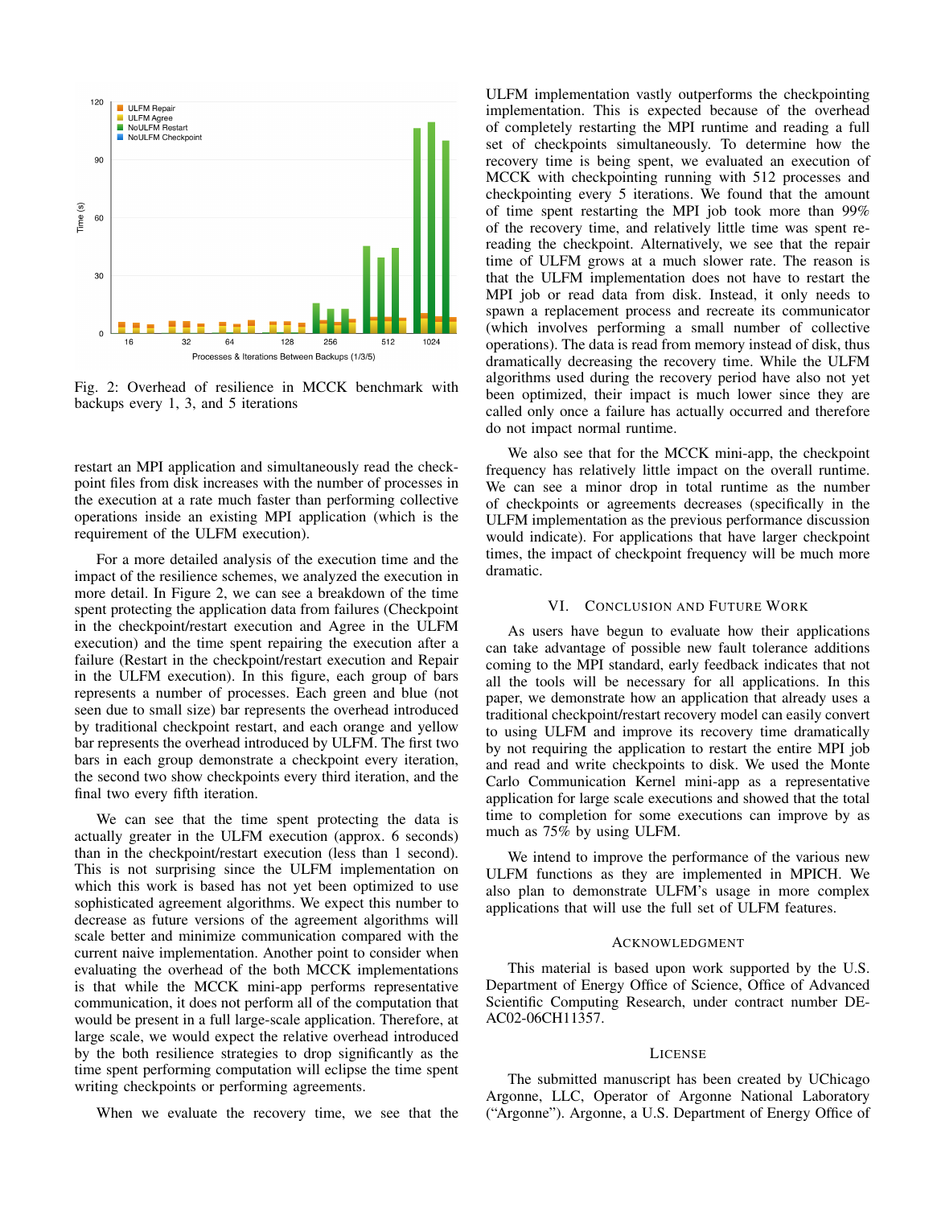Fig. 2: Overhead of resilience in MCCK benchmark with backups every 1, 3, and 5 iterations

restart an MPI application and simultaneously read the checkpoint files from disk increases with the number of processes in the execution at a rate much faster than performing collective operations inside an existing MPI application (which is the requirement of the ULFM execution).

For a more detailed analysis of the execution time and the impact of the resilience schemes, we analyzed the execution in more detail. In Figure 2, we can see a breakdown of the time spent protecting the application data from failures (Checkpoint in the checkpoint/restart execution and Agree in the ULFM execution) and the time spent repairing the execution after a failure (Restart in the checkpoint/restart execution and Repair in the ULFM execution). In this figure, each group of bars represents a number of processes. Each green and blue (not seen due to small size) bar represents the overhead introduced by traditional checkpoint restart, and each orange and yellow bar represents the overhead introduced by ULFM. The first two bars in each group demonstrate a checkpoint every iteration, the second two show checkpoints every third iteration, and the final two every fifth iteration.

We can see that the time spent protecting the data is actually greater in the ULFM execution (approx. 6 seconds) than in the checkpoint/restart execution (less than 1 second). This is not surprising since the ULFM implementation on which this work is based has not yet been optimized to use sophisticated agreement algorithms. We expect this number to decrease as future versions of the agreement algorithms will scale better and minimize communication compared with the current naive implementation. Another point to consider when evaluating the overhead of the both MCCK implementations is that while the MCCK mini-app performs representative communication, it does not perform all of the computation that would be present in a full large-scale application. Therefore, at large scale, we would expect the relative overhead introduced by the both resilience strategies to drop significantly as the time spent performing computation will eclipse the time spent writing checkpoints or performing agreements.

When we evaluate the recovery time, we see that the ULFM implementation vastly outperforms the checkpointing implementation. This is expected because of the overhead of completely restarting the MPI runtime and reading a full set of checkpoints simultaneously. To determine how the recovery time is being spent, we evaluated an execution of MCCK with checkpointing running with 512 processes and checkpointing every 5 iterations. We found that the amount of time spent restarting the MPI job took more than 99% of the recovery time, and relatively little time was spent re-reading the checkpoint. Alternatively, we see that the repair time of ULFM grows at a much slower rate. The reason is that the ULFM implementation does not have to restart the MPI job or read data from disk. Instead, it only needs to spawn a replacement process and recreate its communicator (which involves performing a small number of collective operations). The data is read from memory instead of disk, thus dramatically decreasing the recovery time. While the ULFM algorithms used during the recovery period have also not yet been optimized, their impact is much lower since they are called only once a failure has actually occurred and therefore do not impact normal runtime.

We also see that for the MCCK mini-app, the checkpoint frequency has relatively little impact on the overall runtime. We can see a minor drop in total runtime as the number of checkpoints or agreements decreases (specifically in the ULFM implementation as the previous performance discussion would indicate). For applications that have larger checkpoint times, the impact of checkpoint frequency will be much more dramatic.

## VI. Conclusion and Future Work

As users have begun to evaluate how their applications can take advantage of possible new fault tolerance additions coming to the MPI standard, early feedback indicates that not all the tools will be necessary for all applications. In this paper, we demonstrate how an application that already uses a traditional checkpoint/restart recovery model can easily convert to using ULFM and improve its recovery time dramatically by not requiring the application to restart the entire MPI job and read and write checkpoints to disk. We used the Monte Carlo Communication Kernel mini-app as a representative application for large scale executions and showed that the total time to completion for some executions can improve by as much as 75% by using ULFM.

We intend to improve the performance of the various new ULFM functions as they are implemented in MPICH. We also plan to demonstrate ULFM's usage in more complex applications that will use the full set of ULFM features.

## Acknowledgment

This material is based upon work supported by the U.S. Department of Energy Office of Science, Office of Advanced Scientific Computing Research, under contract number DE-AC02-06CH11357.

## License

The submitted manuscript has been created by UChicago Argonne, LLC, Operator of Argonne National Laboratory ("Argonne"). Argonne, a U.S. Department of Energy Office of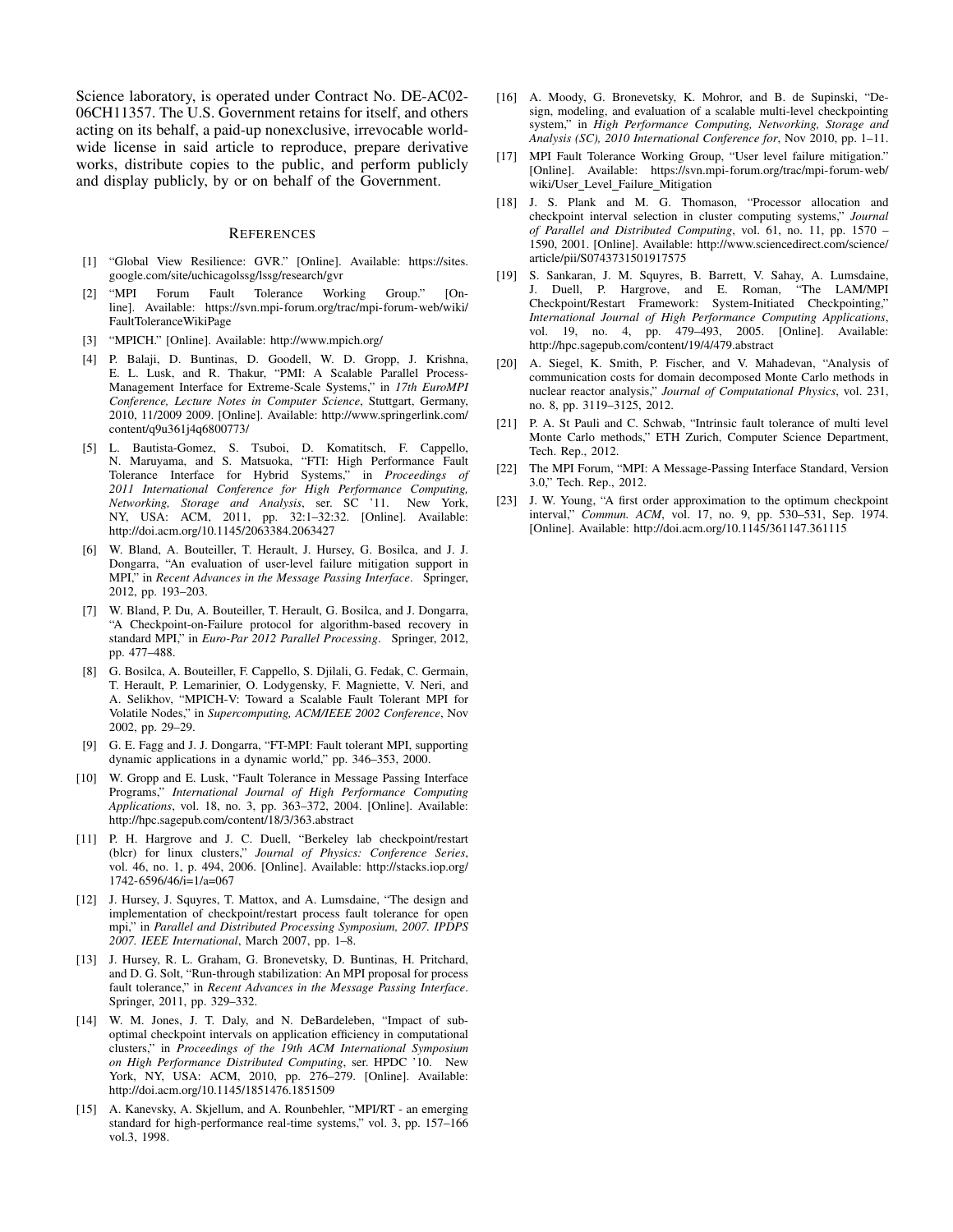Science laboratory, is operated under Contract No. DE-AC02-06CH11357. The U.S. Government retains for itself, and others acting on its behalf, a paid-up nonexclusive, irrevocable world-wide license in said article to reproduce, prepare derivative works, distribute copies to the public, and perform publicly and display publicly, by or on behalf of the Government.

## References

[1] "Global View Resilience: GVR." [Online]. Available: https://sites.google.com/site/uchicagolssg/lssg/research/gvr

[2] "MPI Forum Fault Tolerance Working Group." [Online]. Available: https://svn.mpi-forum.org/trac/mpi-forum-web/wiki/FaultToleranceWikiPage

[3] "MPICH." [Online]. Available: http://www.mpich.org/

[4] P. Balaji, D. Buntinas, D. Goodell, W. D. Gropp, J. Krishna, E. L. Lusk, and R. Thakur, "PMI: A Scalable Parallel Process-Management Interface for Extreme-Scale Systems," in *17th EuroMPI Conference, Lecture Notes in Computer Science*, Stuttgart, Germany, 2010, 11/2009 2009. [Online]. Available: http://www.springerlink.com/content/q9u361j4q6800773/

[5] L. Bautista-Gomez, S. Tsuboi, D. Komatitsch, F. Cappello, N. Maruyama, and S. Matsuoka, "FTI: High Performance Fault Tolerance Interface for Hybrid Systems," in *Proceedings of 2011 International Conference for High Performance Computing, Networking, Storage and Analysis*, ser. SC '11. New York, NY, USA: ACM, 2011, pp. 32:1–32:32. [Online]. Available: http://doi.acm.org/10.1145/2063384.2063427

[6] W. Bland, A. Bouteiller, T. Herault, J. Hursey, G. Bosilca, and J. J. Dongarra, "An evaluation of user-level failure mitigation support in MPI," in *Recent Advances in the Message Passing Interface*. Springer, 2012, pp. 193–203.

[7] W. Bland, P. Du, A. Bouteiller, T. Herault, G. Bosilca, and J. Dongarra, "A Checkpoint-on-Failure protocol for algorithm-based recovery in standard MPI," in *Euro-Par 2012 Parallel Processing*. Springer, 2012, pp. 477–488.

[8] G. Bosilca, A. Bouteiller, F. Cappello, S. Djilali, G. Fedak, C. Germain, T. Herault, P. Lemarinier, O. Lodygensky, F. Magniette, V. Neri, and A. Selikhov, "MPICH-V: Toward a Scalable Fault Tolerant MPI for Volatile Nodes," in *Supercomputing, ACM/IEEE 2002 Conference*, Nov 2002, pp. 29–29.

[9] G. E. Fagg and J. J. Dongarra, "FT-MPI: Fault tolerant MPI, supporting dynamic applications in a dynamic world," pp. 346–353, 2000.

[10] W. Gropp and E. Lusk, "Fault Tolerance in Message Passing Interface Programs," *International Journal of High Performance Computing Applications*, vol. 18, no. 3, pp. 363–372, 2004. [Online]. Available: http://hpc.sagepub.com/content/18/3/363.abstract

[11] P. H. Hargrove and J. C. Duell, "Berkeley lab checkpoint/restart (blcr) for linux clusters," *Journal of Physics: Conference Series*, vol. 46, no. 1, p. 494, 2006. [Online]. Available: http://stacks.iop.org/1742-6596/46/i=1/a=067

[12] J. Hursey, J. Squyres, T. Mattox, and A. Lumsdaine, "The design and implementation of checkpoint/restart process fault tolerance for open mpi," in *Parallel and Distributed Processing Symposium, 2007. IPDPS 2007. IEEE International*, March 2007, pp. 1–8.

[13] J. Hursey, R. L. Graham, G. Bronevetsky, D. Buntinas, H. Pritchard, and D. G. Solt, "Run-through stabilization: An MPI proposal for process fault tolerance," in *Recent Advances in the Message Passing Interface*. Springer, 2011, pp. 329–332.

[14] W. M. Jones, J. T. Daly, and N. DeBardeleben, "Impact of sub-optimal checkpoint intervals on application efficiency in computational clusters," in *Proceedings of the 19th ACM International Symposium on High Performance Distributed Computing*, ser. HPDC '10. New York, NY, USA: ACM, 2010, pp. 276–279. [Online]. Available: http://doi.acm.org/10.1145/1851476.1851509

[15] A. Kanevsky, A. Skjellum, and A. Rounbehler, "MPI/RT - an emerging standard for high-performance real-time systems," vol. 3, pp. 157–166 vol.3, 1998.

[16] A. Moody, G. Bronevetsky, K. Mohror, and B. de Supinski, "Design, modeling, and evaluation of a scalable multi-level checkpointing system," in *High Performance Computing, Networking, Storage and Analysis (SC), 2010 International Conference for*, Nov 2010, pp. 1–11.

[17] MPI Fault Tolerance Working Group, "User level failure mitigation." [Online]. Available: https://svn.mpi-forum.org/trac/mpi-forum-web/wiki/User_Level_Failure_Mitigation

[18] J. S. Plank and M. G. Thomason, "Processor allocation and checkpoint interval selection in cluster computing systems," *Journal of Parallel and Distributed Computing*, vol. 61, no. 11, pp. 1570 – 1590, 2001. [Online]. Available: http://www.sciencedirect.com/science/article/pii/S0743731501917575

[19] S. Sankaran, J. M. Squyres, B. Barrett, V. Sahay, A. Lumsdaine, J. Duell, P. Hargrove, and E. Roman, "The LAM/MPI Checkpoint/Restart Framework: System-Initiated Checkpointing," *International Journal of High Performance Computing Applications*, vol. 19, no. 4, pp. 479–493, 2005. [Online]. Available: http://hpc.sagepub.com/content/19/4/479.abstract

[20] A. Siegel, K. Smith, P. Fischer, and V. Mahadevan, "Analysis of communication costs for domain decomposed Monte Carlo methods in nuclear reactor analysis," *Journal of Computational Physics*, vol. 231, no. 8, pp. 3119–3125, 2012.

[21] P. A. St Pauli and C. Schwab, "Intrinsic fault tolerance of multi level Monte Carlo methods," ETH Zurich, Computer Science Department, Tech. Rep., 2012.

[22] The MPI Forum, "MPI: A Message-Passing Interface Standard, Version 3.0," Tech. Rep., 2012.

[23] J. W. Young, "A first order approximation to the optimum checkpoint interval," *Commun. ACM*, vol. 17, no. 9, pp. 530–531, Sep. 1974. [Online]. Available: http://doi.acm.org/10.1145/361147.361115